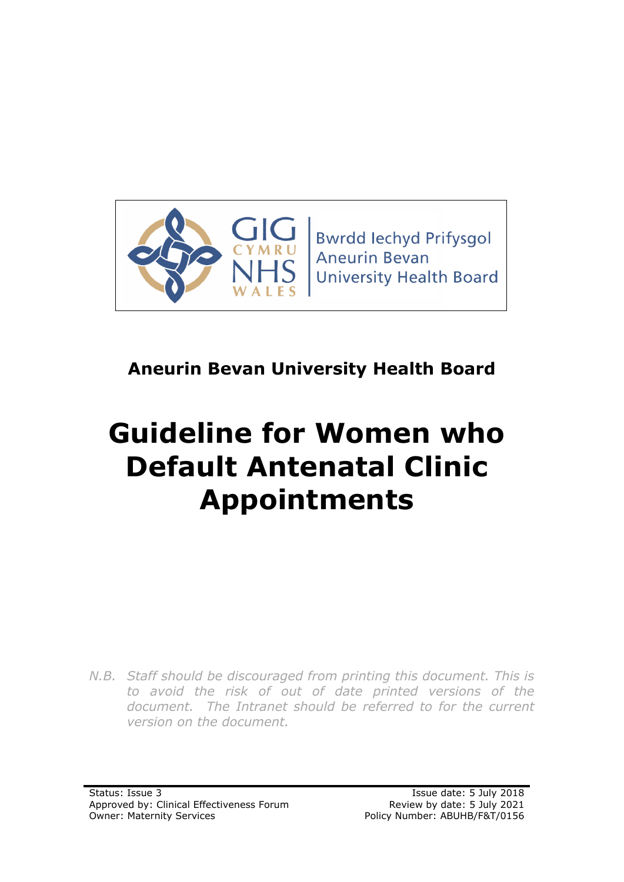Bwrdd Iechyd Prifysgol Aneurin Bevan University Health Board

**Aneurin Bevan University Health Board**

# Guideline for Women who Default Antenatal Clinic Appointments

*N.B. Staff should be discouraged from printing this document. This is to avoid the risk of out of date printed versions of the document. The Intranet should be referred to for the current version on the document.*

Status: Issue 3
Approved by: Clinical Effectiveness Forum
Owner: Maternity Services

Issue date: 5 July 2018
Review by date: 5 July 2021
Policy Number: ABUHB/F&T/0156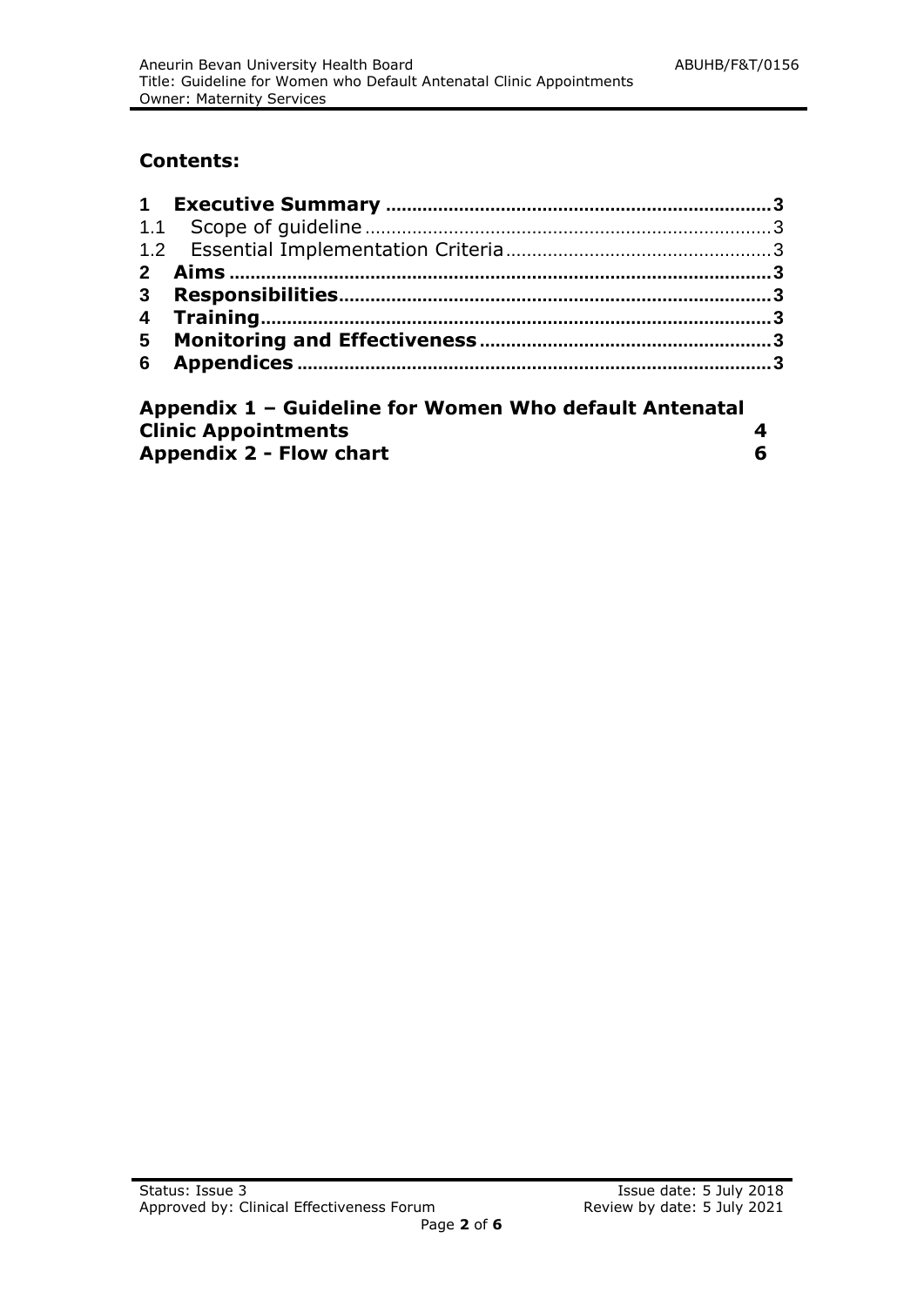## Contents:

**1 Executive Summary** ........................................................................ **3**
1.1 Scope of guideline ........................................................................ 3
1.2 Essential Implementation Criteria ................................................... 3
**2 Aims** ........................................................................................ **3**
**3 Responsibilities** ........................................................................ **3**
**4 Training** ................................................................................... **3**
**5 Monitoring and Effectiveness** ...................................................... **3**
**6 Appendices** ............................................................................... **3**

**Appendix 1 – Guideline for Women Who default Antenatal Clinic Appointments** **4**
**Appendix 2 - Flow chart** **6**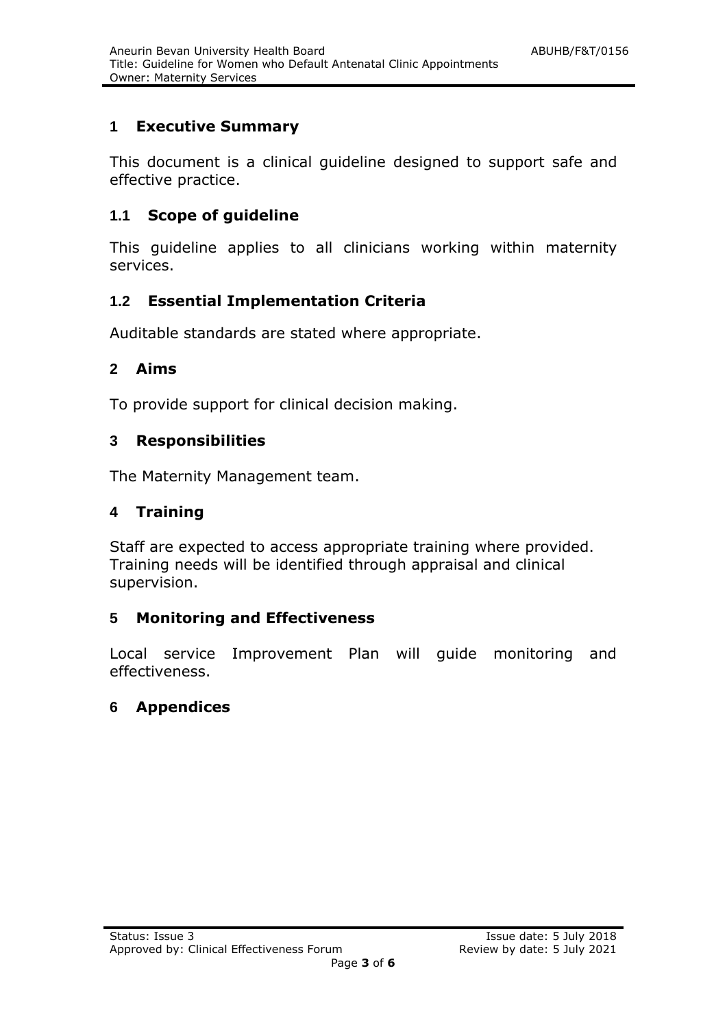## 1 Executive Summary

This document is a clinical guideline designed to support safe and effective practice.

### 1.1 Scope of guideline

This guideline applies to all clinicians working within maternity services.

### 1.2 Essential Implementation Criteria

Auditable standards are stated where appropriate.

## 2 Aims

To provide support for clinical decision making.

## 3 Responsibilities

The Maternity Management team.

## 4 Training

Staff are expected to access appropriate training where provided. Training needs will be identified through appraisal and clinical supervision.

## 5 Monitoring and Effectiveness

Local service Improvement Plan will guide monitoring and effectiveness.

## 6 Appendices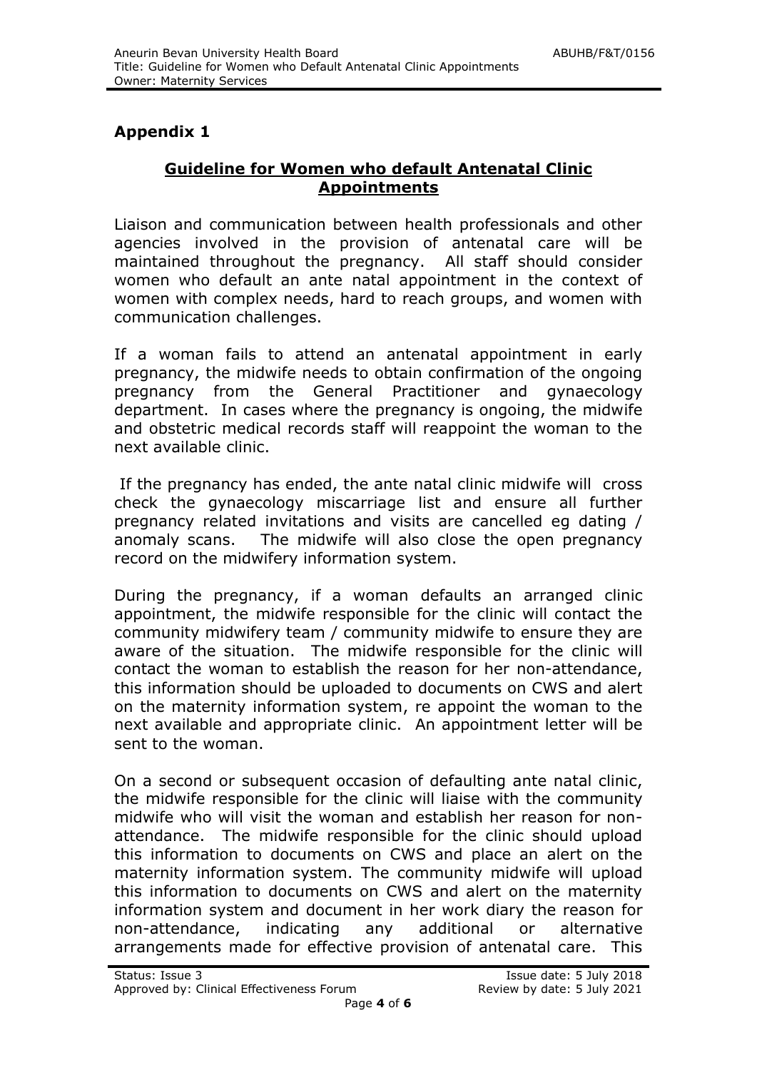## Appendix 1

### Guideline for Women who default Antenatal Clinic Appointments

Liaison and communication between health professionals and other agencies involved in the provision of antenatal care will be maintained throughout the pregnancy. All staff should consider women who default an ante natal appointment in the context of women with complex needs, hard to reach groups, and women with communication challenges.

If a woman fails to attend an antenatal appointment in early pregnancy, the midwife needs to obtain confirmation of the ongoing pregnancy from the General Practitioner and gynaecology department. In cases where the pregnancy is ongoing, the midwife and obstetric medical records staff will reappoint the woman to the next available clinic.

If the pregnancy has ended, the ante natal clinic midwife will cross check the gynaecology miscarriage list and ensure all further pregnancy related invitations and visits are cancelled eg dating / anomaly scans. The midwife will also close the open pregnancy record on the midwifery information system.

During the pregnancy, if a woman defaults an arranged clinic appointment, the midwife responsible for the clinic will contact the community midwifery team / community midwife to ensure they are aware of the situation. The midwife responsible for the clinic will contact the woman to establish the reason for her non-attendance, this information should be uploaded to documents on CWS and alert on the maternity information system, re appoint the woman to the next available and appropriate clinic. An appointment letter will be sent to the woman.

On a second or subsequent occasion of defaulting ante natal clinic, the midwife responsible for the clinic will liaise with the community midwife who will visit the woman and establish her reason for non-attendance. The midwife responsible for the clinic should upload this information to documents on CWS and place an alert on the maternity information system. The community midwife will upload this information to documents on CWS and alert on the maternity information system and document in her work diary the reason for non-attendance, indicating any additional or alternative arrangements made for effective provision of antenatal care. This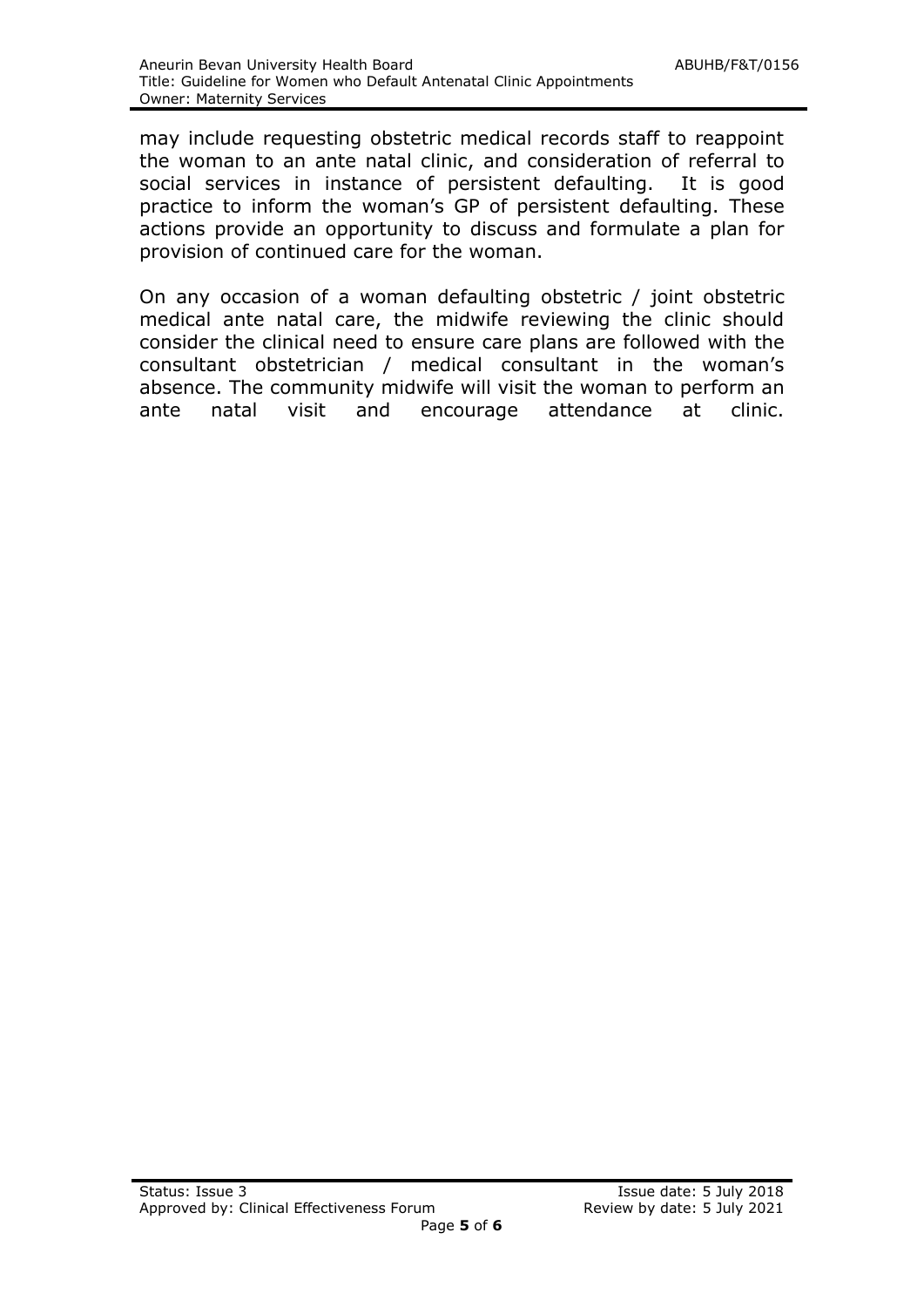may include requesting obstetric medical records staff to reappoint the woman to an ante natal clinic, and consideration of referral to social services in instance of persistent defaulting. It is good practice to inform the woman's GP of persistent defaulting. These actions provide an opportunity to discuss and formulate a plan for provision of continued care for the woman.

On any occasion of a woman defaulting obstetric / joint obstetric medical ante natal care, the midwife reviewing the clinic should consider the clinical need to ensure care plans are followed with the consultant obstetrician / medical consultant in the woman's absence. The community midwife will visit the woman to perform an ante natal visit and encourage attendance at clinic.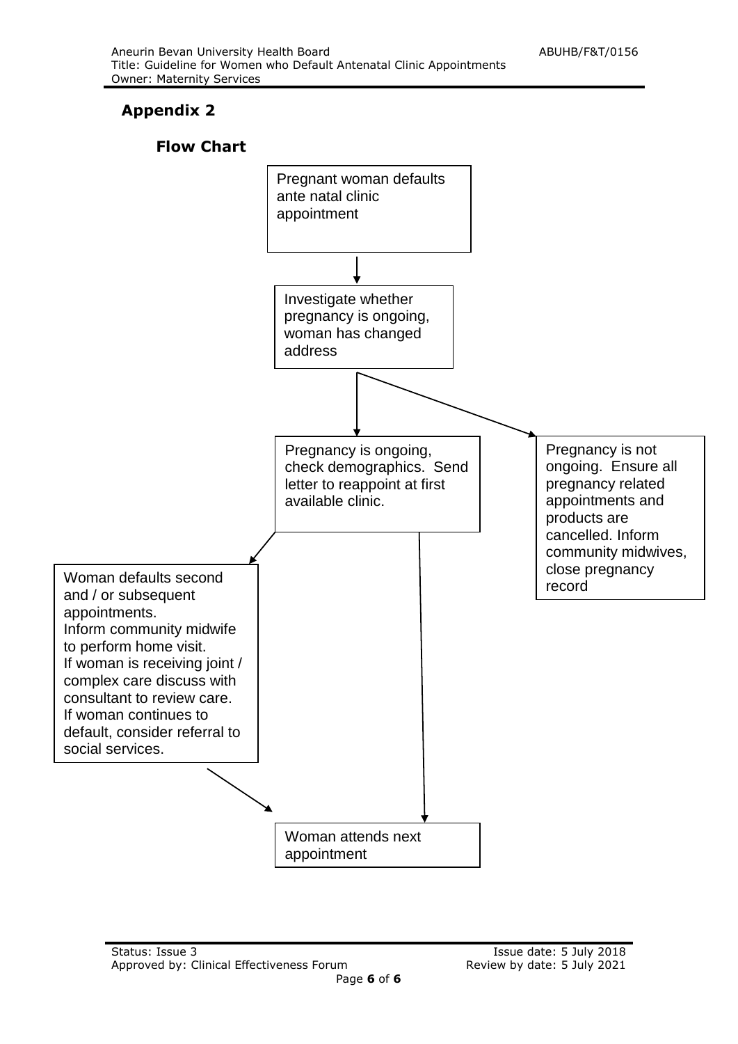## Appendix 2

### Flow Chart

Pregnant woman defaults ante natal clinic appointment

Investigate whether pregnancy is ongoing, woman has changed address

Pregnancy is ongoing, check demographics. Send letter to reappoint at first available clinic.

Pregnancy is not ongoing. Ensure all pregnancy related appointments and products are cancelled. Inform community midwives, close pregnancy record

Woman defaults second and / or subsequent appointments.
Inform community midwife to perform home visit.
If woman is receiving joint / complex care discuss with consultant to review care.
If woman continues to default, consider referral to social services.

Woman attends next appointment

Status: Issue 3
Approved by: Clinical Effectiveness Forum
Issue date: 5 July 2018
Review by date: 5 July 2021